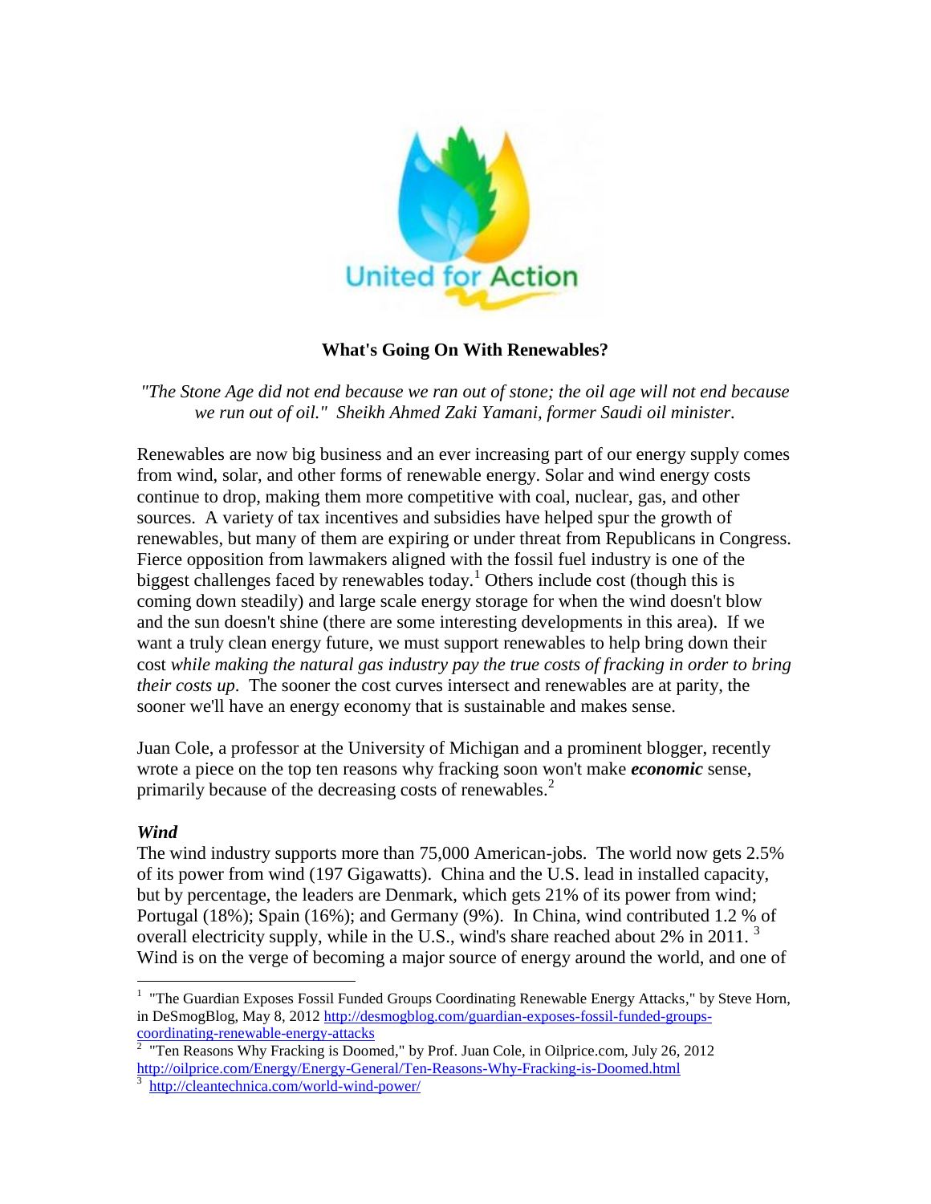United for Action

# What's Going On With Renewables?

*"The Stone Age did not end because we ran out of stone; the oil age will not end because we run out of oil." Sheikh Ahmed Zaki Yamani, former Saudi oil minister.*

Renewables are now big business and an ever increasing part of our energy supply comes from wind, solar, and other forms of renewable energy. Solar and wind energy costs continue to drop, making them more competitive with coal, nuclear, gas, and other sources. A variety of tax incentives and subsidies have helped spur the growth of renewables, but many of them are expiring or under threat from Republicans in Congress. Fierce opposition from lawmakers aligned with the fossil fuel industry is one of the biggest challenges faced by renewables today.[1] Others include cost (though this is coming down steadily) and large scale energy storage for when the wind doesn't blow and the sun doesn't shine (there are some interesting developments in this area). If we want a truly clean energy future, we must support renewables to help bring down their cost *while making the natural gas industry pay the true costs of fracking in order to bring their costs up*. The sooner the cost curves intersect and renewables are at parity, the sooner we'll have an energy economy that is sustainable and makes sense.

Juan Cole, a professor at the University of Michigan and a prominent blogger, recently wrote a piece on the top ten reasons why fracking soon won't make ***economic*** sense, primarily because of the decreasing costs of renewables.[2]

### *Wind*

The wind industry supports more than 75,000 American-jobs. The world now gets 2.5% of its power from wind (197 Gigawatts). China and the U.S. lead in installed capacity, but by percentage, the leaders are Denmark, which gets 21% of its power from wind; Portugal (18%); Spain (16%); and Germany (9%). In China, wind contributed 1.2 % of overall electricity supply, while in the U.S., wind's share reached about 2% in 2011. [3] Wind is on the verge of becoming a major source of energy around the world, and one of

---

[1] "The Guardian Exposes Fossil Funded Groups Coordinating Renewable Energy Attacks," by Steve Horn, in DeSmogBlog, May 8, 2012 http://desmogblog.com/guardian-exposes-fossil-funded-groups-coordinating-renewable-energy-attacks

[2] "Ten Reasons Why Fracking is Doomed," by Prof. Juan Cole, in Oilprice.com, July 26, 2012 http://oilprice.com/Energy/Energy-General/Ten-Reasons-Why-Fracking-is-Doomed.html

[3] http://cleantechnica.com/world-wind-power/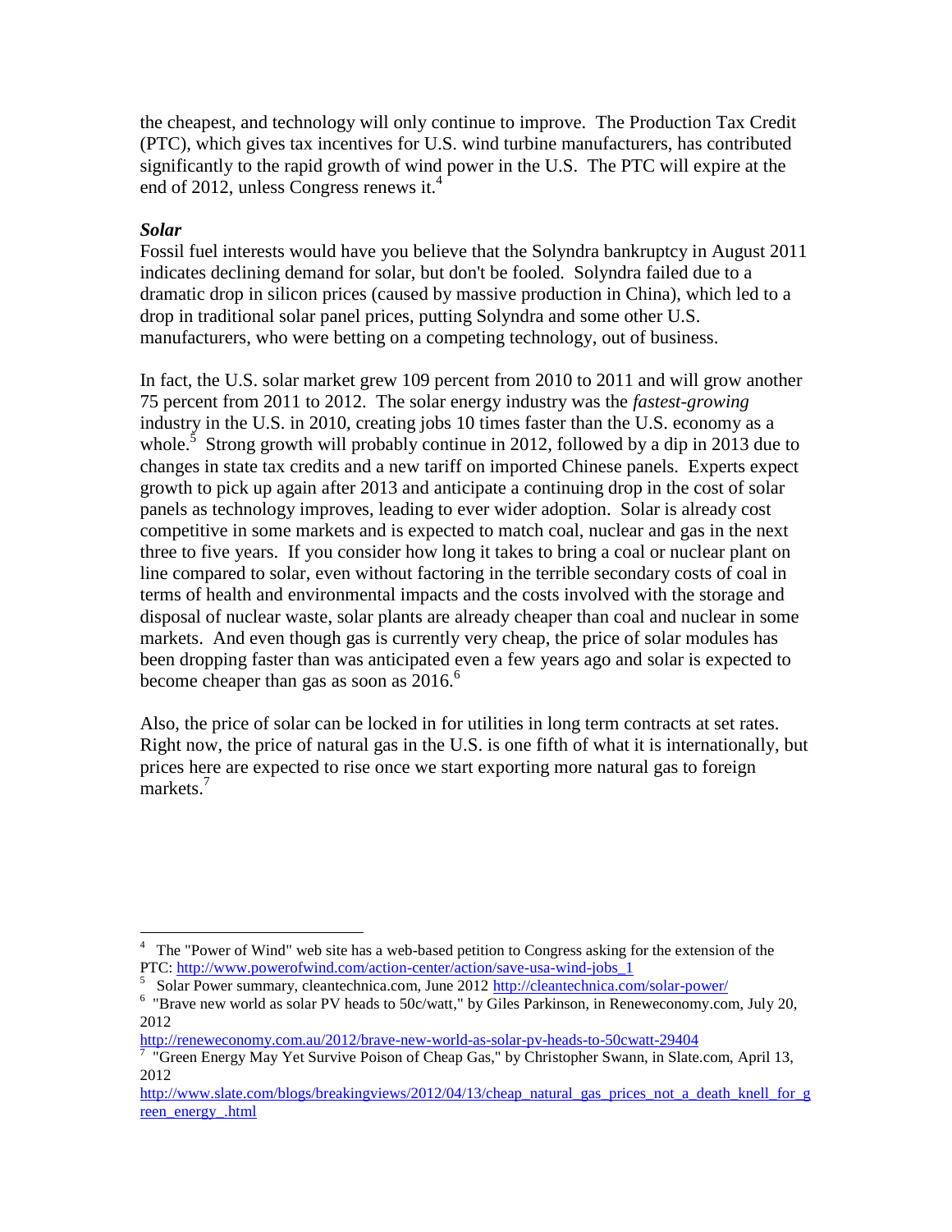the cheapest, and technology will only continue to improve. The Production Tax Credit (PTC), which gives tax incentives for U.S. wind turbine manufacturers, has contributed significantly to the rapid growth of wind power in the U.S. The PTC will expire at the end of 2012, unless Congress renews it.[4]

***Solar***

Fossil fuel interests would have you believe that the Solyndra bankruptcy in August 2011 indicates declining demand for solar, but don't be fooled. Solyndra failed due to a dramatic drop in silicon prices (caused by massive production in China), which led to a drop in traditional solar panel prices, putting Solyndra and some other U.S. manufacturers, who were betting on a competing technology, out of business.

In fact, the U.S. solar market grew 109 percent from 2010 to 2011 and will grow another 75 percent from 2011 to 2012. The solar energy industry was the *fastest-growing* industry in the U.S. in 2010, creating jobs 10 times faster than the U.S. economy as a whole.[5] Strong growth will probably continue in 2012, followed by a dip in 2013 due to changes in state tax credits and a new tariff on imported Chinese panels. Experts expect growth to pick up again after 2013 and anticipate a continuing drop in the cost of solar panels as technology improves, leading to ever wider adoption. Solar is already cost competitive in some markets and is expected to match coal, nuclear and gas in the next three to five years. If you consider how long it takes to bring a coal or nuclear plant on line compared to solar, even without factoring in the terrible secondary costs of coal in terms of health and environmental impacts and the costs involved with the storage and disposal of nuclear waste, solar plants are already cheaper than coal and nuclear in some markets. And even though gas is currently very cheap, the price of solar modules has been dropping faster than was anticipated even a few years ago and solar is expected to become cheaper than gas as soon as 2016.[6]

Also, the price of solar can be locked in for utilities in long term contracts at set rates. Right now, the price of natural gas in the U.S. is one fifth of what it is internationally, but prices here are expected to rise once we start exporting more natural gas to foreign markets.[7]

---

[4] The "Power of Wind" web site has a web-based petition to Congress asking for the extension of the PTC: http://www.powerofwind.com/action-center/action/save-usa-wind-jobs_1

[5] Solar Power summary, cleantechnica.com, June 2012 http://cleantechnica.com/solar-power/

[6] "Brave new world as solar PV heads to 50c/watt," by Giles Parkinson, in Reneweconomy.com, July 20, 2012 http://reneweconomy.com.au/2012/brave-new-world-as-solar-pv-heads-to-50cwatt-29404

[7] "Green Energy May Yet Survive Poison of Cheap Gas," by Christopher Swann, in Slate.com, April 13, 2012 http://www.slate.com/blogs/breakingviews/2012/04/13/cheap_natural_gas_prices_not_a_death_knell_for_green_energy_.html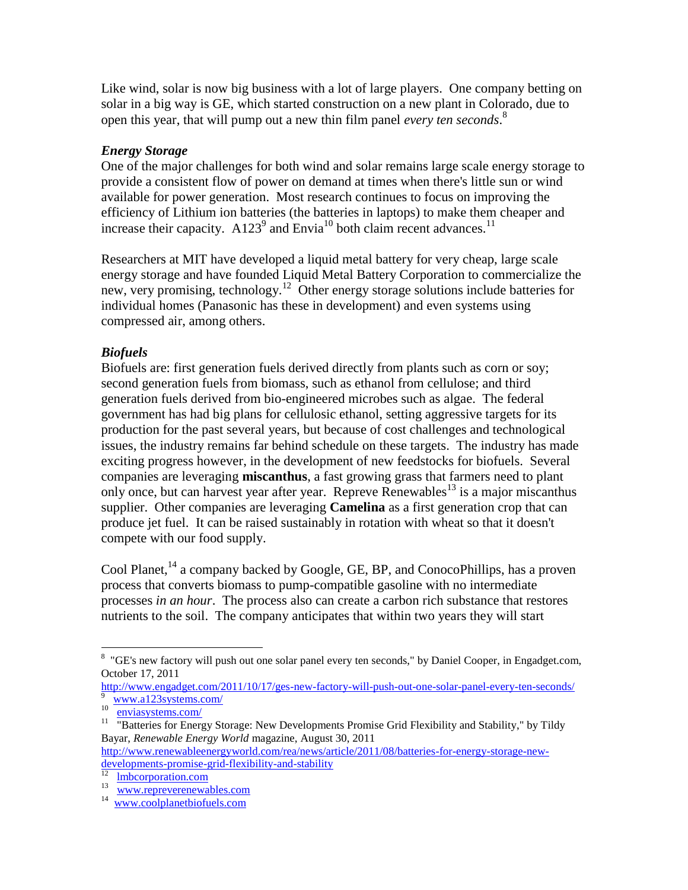Like wind, solar is now big business with a lot of large players. One company betting on solar in a big way is GE, which started construction on a new plant in Colorado, due to open this year, that will pump out a new thin film panel *every ten seconds*.[8]

### *Energy Storage*

One of the major challenges for both wind and solar remains large scale energy storage to provide a consistent flow of power on demand at times when there's little sun or wind available for power generation. Most research continues to focus on improving the efficiency of Lithium ion batteries (the batteries in laptops) to make them cheaper and increase their capacity. A123[9] and Envia[10] both claim recent advances.[11]

Researchers at MIT have developed a liquid metal battery for very cheap, large scale energy storage and have founded Liquid Metal Battery Corporation to commercialize the new, very promising, technology.[12] Other energy storage solutions include batteries for individual homes (Panasonic has these in development) and even systems using compressed air, among others.

### *Biofuels*

Biofuels are: first generation fuels derived directly from plants such as corn or soy; second generation fuels from biomass, such as ethanol from cellulose; and third generation fuels derived from bio-engineered microbes such as algae. The federal government has had big plans for cellulosic ethanol, setting aggressive targets for its production for the past several years, but because of cost challenges and technological issues, the industry remains far behind schedule on these targets. The industry has made exciting progress however, in the development of new feedstocks for biofuels. Several companies are leveraging **miscanthus**, a fast growing grass that farmers need to plant only once, but can harvest year after year. Repreve Renewables[13] is a major miscanthus supplier. Other companies are leveraging **Camelina** as a first generation crop that can produce jet fuel. It can be raised sustainably in rotation with wheat so that it doesn't compete with our food supply.

Cool Planet,[14] a company backed by Google, GE, BP, and ConocoPhillips, has a proven process that converts biomass to pump-compatible gasoline with no intermediate processes *in an hour*. The process also can create a carbon rich substance that restores nutrients to the soil. The company anticipates that within two years they will start

---

[8] "GE's new factory will push out one solar panel every ten seconds," by Daniel Cooper, in Engadget.com, October 17, 2011 http://www.engadget.com/2011/10/17/ges-new-factory-will-push-out-one-solar-panel-every-ten-seconds/

[9] www.a123systems.com/

[10] enviasystems.com/

[11] "Batteries for Energy Storage: New Developments Promise Grid Flexibility and Stability," by Tildy Bayar, *Renewable Energy World* magazine, August 30, 2011 http://www.renewableenergyworld.com/rea/news/article/2011/08/batteries-for-energy-storage-new-developments-promise-grid-flexibility-and-stability

[12] lmbcorporation.com

[13] www.repreverenewables.com

[14] www.coolplanetbiofuels.com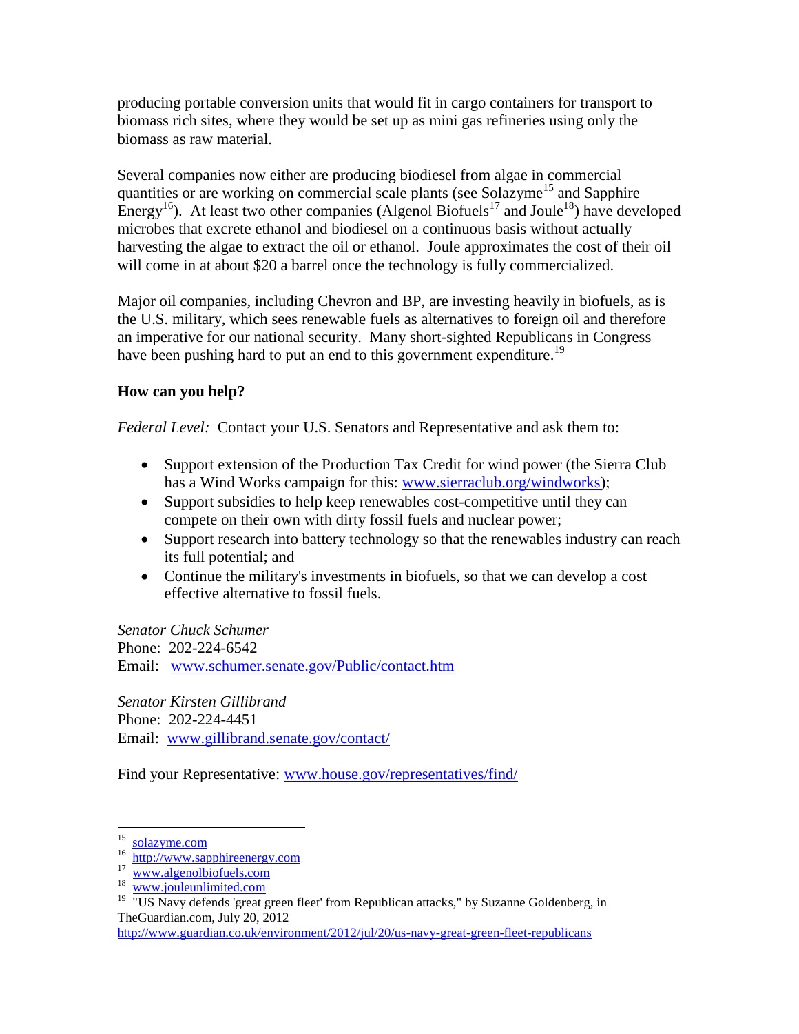producing portable conversion units that would fit in cargo containers for transport to biomass rich sites, where they would be set up as mini gas refineries using only the biomass as raw material.

Several companies now either are producing biodiesel from algae in commercial quantities or are working on commercial scale plants (see Solazyme[15] and Sapphire Energy[16]). At least two other companies (Algenol Biofuels[17] and Joule[18]) have developed microbes that excrete ethanol and biodiesel on a continuous basis without actually harvesting the algae to extract the oil or ethanol. Joule approximates the cost of their oil will come in at about $20 a barrel once the technology is fully commercialized.

Major oil companies, including Chevron and BP, are investing heavily in biofuels, as is the U.S. military, which sees renewable fuels as alternatives to foreign oil and therefore an imperative for our national security. Many short-sighted Republicans in Congress have been pushing hard to put an end to this government expenditure.[19]

**How can you help?**

*Federal Level:* Contact your U.S. Senators and Representative and ask them to:

- Support extension of the Production Tax Credit for wind power (the Sierra Club has a Wind Works campaign for this: [www.sierraclub.org/windworks](http://www.sierraclub.org/windworks));
- Support subsidies to help keep renewables cost-competitive until they can compete on their own with dirty fossil fuels and nuclear power;
- Support research into battery technology so that the renewables industry can reach its full potential; and
- Continue the military's investments in biofuels, so that we can develop a cost effective alternative to fossil fuels.

*Senator Chuck Schumer*
Phone: 202-224-6542
Email: [www.schumer.senate.gov/Public/contact.htm](http://www.schumer.senate.gov/Public/contact.htm)

*Senator Kirsten Gillibrand*
Phone: 202-224-4451
Email: [www.gillibrand.senate.gov/contact/](http://www.gillibrand.senate.gov/contact/)

Find your Representative: [www.house.gov/representatives/find/](http://www.house.gov/representatives/find/)

---

[15] [solazyme.com](http://solazyme.com)

[16] [http://www.sapphireenergy.com](http://www.sapphireenergy.com)

[17] [www.algenolbiofuels.com](http://www.algenolbiofuels.com)

[18] [www.jouleunlimited.com](http://www.jouleunlimited.com)

[19] "US Navy defends 'great green fleet' from Republican attacks," by Suzanne Goldenberg, in TheGuardian.com, July 20, 2012 [http://www.guardian.co.uk/environment/2012/jul/20/us-navy-great-green-fleet-republicans](http://www.guardian.co.uk/environment/2012/jul/20/us-navy-great-green-fleet-republicans)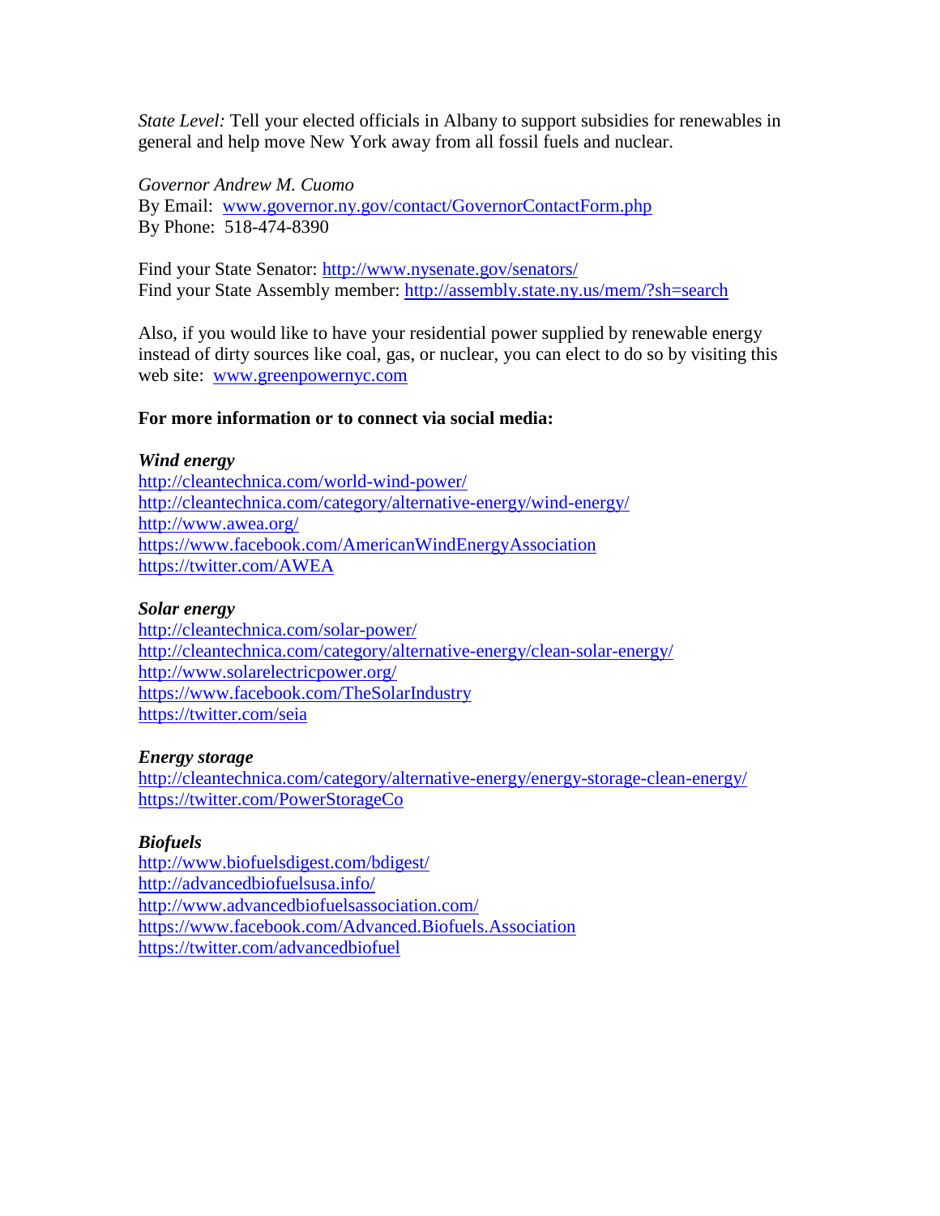*State Level:* Tell your elected officials in Albany to support subsidies for renewables in general and help move New York away from all fossil fuels and nuclear.

*Governor Andrew M. Cuomo*
By Email: www.governor.ny.gov/contact/GovernorContactForm.php
By Phone: 518-474-8390

Find your State Senator: http://www.nysenate.gov/senators/
Find your State Assembly member: http://assembly.state.ny.us/mem/?sh=search

Also, if you would like to have your residential power supplied by renewable energy instead of dirty sources like coal, gas, or nuclear, you can elect to do so by visiting this web site: www.greenpowernyc.com

**For more information or to connect via social media:**

***Wind energy***
http://cleantechnica.com/world-wind-power/
http://cleantechnica.com/category/alternative-energy/wind-energy/
http://www.awea.org/
https://www.facebook.com/AmericanWindEnergyAssociation
https://twitter.com/AWEA

***Solar energy***
http://cleantechnica.com/solar-power/
http://cleantechnica.com/category/alternative-energy/clean-solar-energy/
http://www.solarelectricpower.org/
https://www.facebook.com/TheSolarIndustry
https://twitter.com/seia

***Energy storage***
http://cleantechnica.com/category/alternative-energy/energy-storage-clean-energy/
https://twitter.com/PowerStorageCo

***Biofuels***
http://www.biofuelsdigest.com/bdigest/
http://advancedbiofuelsusa.info/
http://www.advancedbiofuelsassociation.com/
https://www.facebook.com/Advanced.Biofuels.Association
https://twitter.com/advancedbiofuel